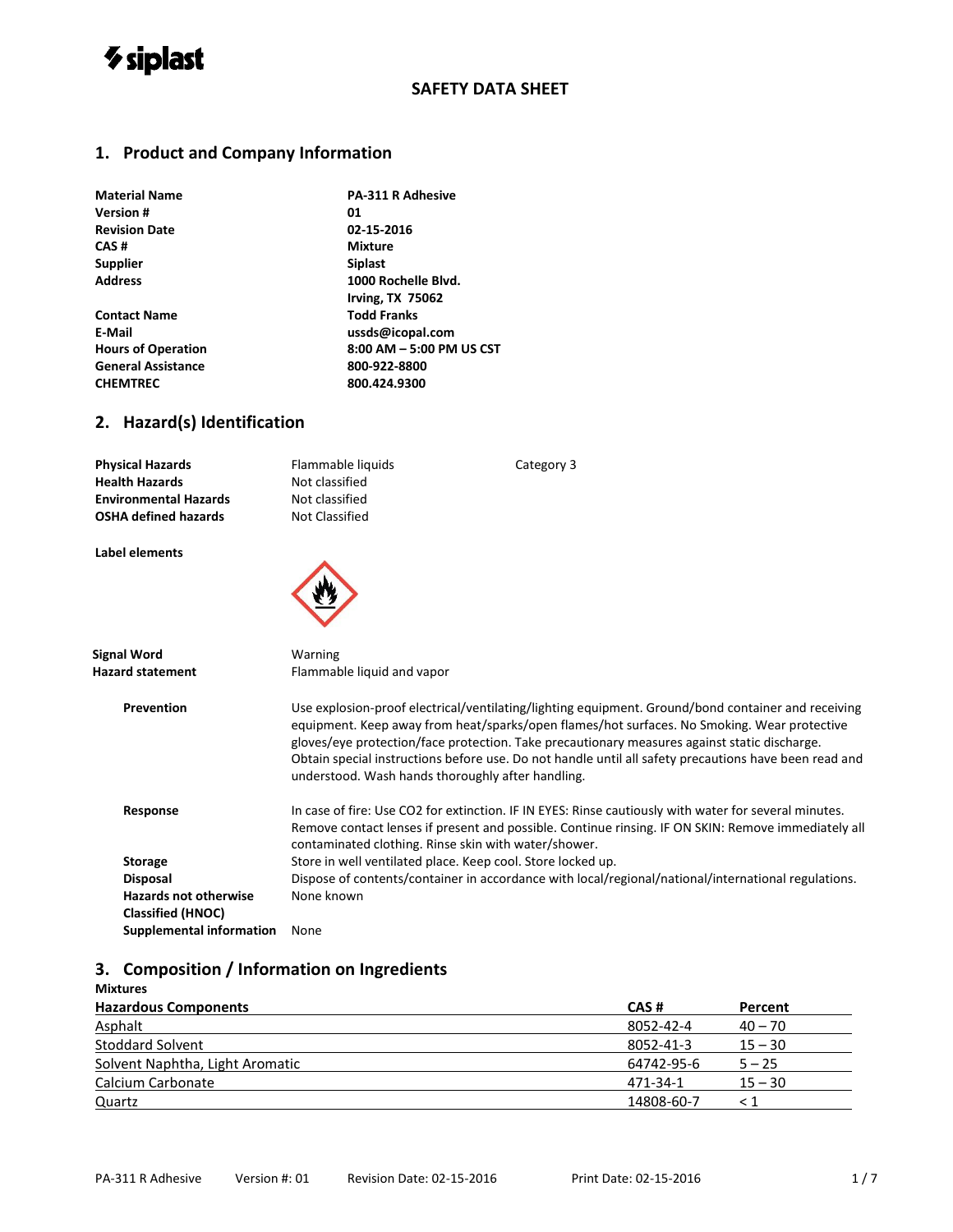siplast

# SAFETY DATA SHEET

## 1. Product and Company Information

| | |
|---|---|
| **Material Name** | **PA-311 R Adhesive** |
| **Version #** | **01** |
| **Revision Date** | **02-15-2016** |
| **CAS #** | **Mixture** |
| **Supplier** | **Siplast** |
| **Address** | **1000 Rochelle Blvd.** **Irving, TX 75062** |
| **Contact Name** | **Todd Franks** |
| **E-Mail** | **ussds@icopal.com** |
| **Hours of Operation** | **8:00 AM – 5:00 PM US CST** |
| **General Assistance** | **800-922-8800** |
| **CHEMTREC** | **800.424.9300** |

## 2. Hazard(s) Identification

| | | |
|---|---|---|
| **Physical Hazards** | Flammable liquids | Category 3 |
| **Health Hazards** | Not classified | |
| **Environmental Hazards** | Not classified | |
| **OSHA defined hazards** | Not Classified | |

**Label elements**

**Signal Word** Warning

**Hazard statement** Flammable liquid and vapor

**Prevention** Use explosion-proof electrical/ventilating/lighting equipment. Ground/bond container and receiving equipment. Keep away from heat/sparks/open flames/hot surfaces. No Smoking. Wear protective gloves/eye protection/face protection. Take precautionary measures against static discharge. Obtain special instructions before use. Do not handle until all safety precautions have been read and understood. Wash hands thoroughly after handling.

**Response** In case of fire: Use $CO_2$ for extinction. IF IN EYES: Rinse cautiously with water for several minutes. Remove contact lenses if present and possible. Continue rinsing. IF ON SKIN: Remove immediately all contaminated clothing. Rinse skin with water/shower.

**Storage** Store in well ventilated place. Keep cool. Store locked up.

**Disposal** Dispose of contents/container in accordance with local/regional/national/international regulations.

**Hazards not otherwise Classified (HNOC)** None known

**Supplemental information** None

## 3. Composition / Information on Ingredients

**Mixtures**

| Hazardous Components | CAS # | Percent |
|---|---|---|
| Asphalt | 8052-42-4 | 40 – 70 |
| Stoddard Solvent | 8052-41-3 | 15 – 30 |
| Solvent Naphtha, Light Aromatic | 64742-95-6 | 5 – 25 |
| Calcium Carbonate | 471-34-1 | 15 – 30 |
| Quartz | 14808-60-7 | < 1 |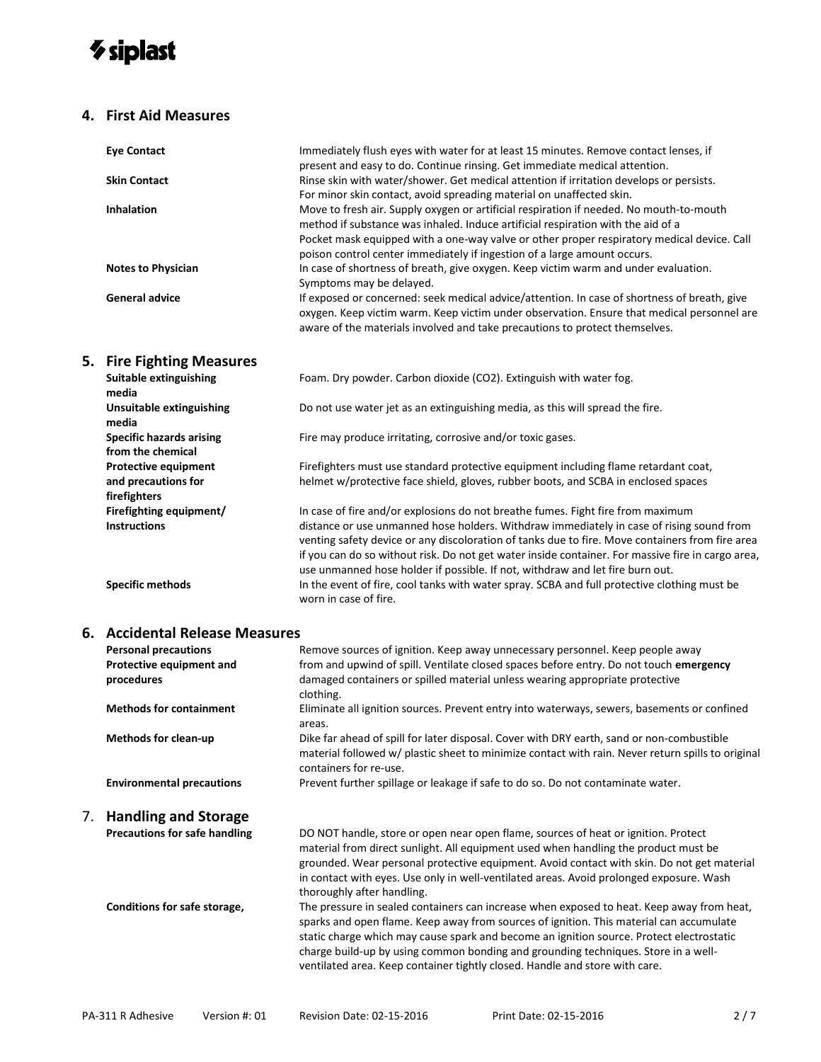## 4. First Aid Measures

| | |
|---|---|
| **Eye Contact** | Immediately flush eyes with water for at least 15 minutes. Remove contact lenses, if present and easy to do. Continue rinsing. Get immediate medical attention. |
| **Skin Contact** | Rinse skin with water/shower. Get medical attention if irritation develops or persists. For minor skin contact, avoid spreading material on unaffected skin. |
| **Inhalation** | Move to fresh air. Supply oxygen or artificial respiration if needed. No mouth-to-mouth method if substance was inhaled. Induce artificial respiration with the aid of a Pocket mask equipped with a one-way valve or other proper respiratory medical device. Call poison control center immediately if ingestion of a large amount occurs. |
| **Notes to Physician** | In case of shortness of breath, give oxygen. Keep victim warm and under evaluation. Symptoms may be delayed. |
| **General advice** | If exposed or concerned: seek medical advice/attention. In case of shortness of breath, give oxygen. Keep victim warm. Keep victim under observation. Ensure that medical personnel are aware of the materials involved and take precautions to protect themselves. |

## 5. Fire Fighting Measures

| | |
|---|---|
| **Suitable extinguishing media** | Foam. Dry powder. Carbon dioxide ($CO_2$). Extinguish with water fog. |
| **Unsuitable extinguishing media** | Do not use water jet as an extinguishing media, as this will spread the fire. |
| **Specific hazards arising from the chemical** | Fire may produce irritating, corrosive and/or toxic gases. |
| **Protective equipment and precautions for firefighters** | Firefighters must use standard protective equipment including flame retardant coat, helmet w/protective face shield, gloves, rubber boots, and SCBA in enclosed spaces |
| **Firefighting equipment/ Instructions** | In case of fire and/or explosions do not breathe fumes. Fight fire from maximum distance or use unmanned hose holders. Withdraw immediately in case of rising sound from venting safety device or any discoloration of tanks due to fire. Move containers from fire area if you can do so without risk. Do not get water inside container. For massive fire in cargo area, use unmanned hose holder if possible. If not, withdraw and let fire burn out. |
| **Specific methods** | In the event of fire, cool tanks with water spray. SCBA and full protective clothing must be worn in case of fire. |

## 6. Accidental Release Measures

| | |
|---|---|
| **Personal precautions Protective equipment and procedures** | Remove sources of ignition. Keep away unnecessary personnel. Keep people away from and upwind of spill. Ventilate closed spaces before entry. Do not touch **emergency** damaged containers or spilled material unless wearing appropriate protective clothing. |
| **Methods for containment** | Eliminate all ignition sources. Prevent entry into waterways, sewers, basements or confined areas. |
| **Methods for clean-up** | Dike far ahead of spill for later disposal. Cover with DRY earth, sand or non-combustible material followed w/ plastic sheet to minimize contact with rain. Never return spills to original containers for re-use. |
| **Environmental precautions** | Prevent further spillage or leakage if safe to do so. Do not contaminate water. |

## 7. Handling and Storage

| | |
|---|---|
| **Precautions for safe handling** | DO NOT handle, store or open near open flame, sources of heat or ignition. Protect material from direct sunlight. All equipment used when handling the product must be grounded. Wear personal protective equipment. Avoid contact with skin. Do not get material in contact with eyes. Use only in well-ventilated areas. Avoid prolonged exposure. Wash thoroughly after handling. |
| **Conditions for safe storage,** | The pressure in sealed containers can increase when exposed to heat. Keep away from heat, sparks and open flame. Keep away from sources of ignition. This material can accumulate static charge which may cause spark and become an ignition source. Protect electrostatic charge build-up by using common bonding and grounding techniques. Store in a well-ventilated area. Keep container tightly closed. Handle and store with care. |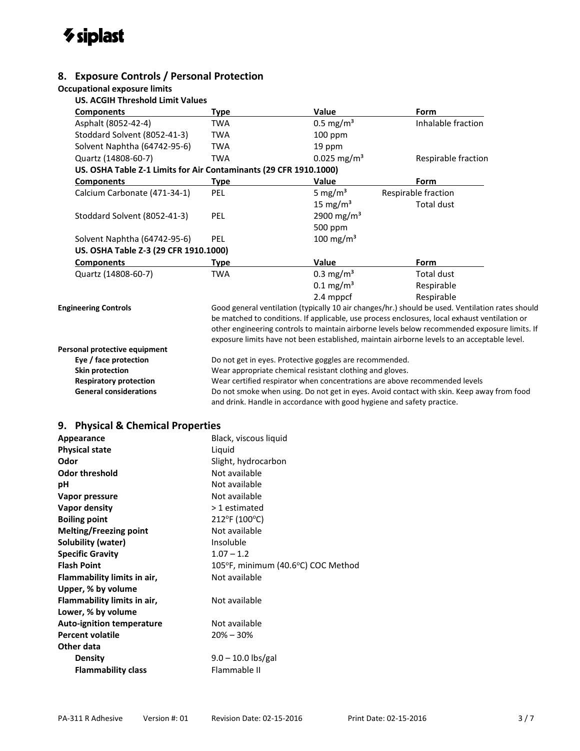## 8. Exposure Controls / Personal Protection

**Occupational exposure limits**

**US. ACGIH Threshold Limit Values**

| Components | Type | Value | Form |
|---|---|---|---|
| Asphalt (8052-42-4) | TWA | 0.5 mg/m³ | Inhalable fraction |
| Stoddard Solvent (8052-41-3) | TWA | 100 ppm | |
| Solvent Naphtha (64742-95-6) | TWA | 19 ppm | |
| Quartz (14808-60-7) | TWA | 0.025 mg/m³ | Respirable fraction |

**US. OSHA Table Z-1 Limits for Air Contaminants (29 CFR 1910.1000)**

| Components | Type | Value | Form |
|---|---|---|---|
| Calcium Carbonate (471-34-1) | PEL | 5 mg/m³ | Respirable fraction |
| | | 15 mg/m³ | Total dust |
| Stoddard Solvent (8052-41-3) | PEL | 2900 mg/m³ | |
| | | 500 ppm | |
| Solvent Naphtha (64742-95-6) | PEL | 100 mg/m³ | |

**US. OSHA Table Z-3 (29 CFR 1910.1000)**

| Components | Type | Value | Form |
|---|---|---|---|
| Quartz (14808-60-7) | TWA | 0.3 mg/m³ | Total dust |
| | | 0.1 mg/m³ | Respirable |
| | | 2.4 mppcf | Respirable |

**Engineering Controls** Good general ventilation (typically 10 air changes/hr.) should be used. Ventilation rates should be matched to conditions. If applicable, use process enclosures, local exhaust ventilation or other engineering controls to maintain airborne levels below recommended exposure limits. If exposure limits have not been established, maintain airborne levels to an acceptable level.

**Personal protective equipment**

- **Eye / face protection** Do not get in eyes. Protective goggles are recommended.
- **Skin protection** Wear appropriate chemical resistant clothing and gloves.
- **Respiratory protection** Wear certified respirator when concentrations are above recommended levels
- **General considerations** Do not smoke when using. Do not get in eyes. Avoid contact with skin. Keep away from food and drink. Handle in accordance with good hygiene and safety practice.

## 9. Physical & Chemical Properties

| | |
|---|---|
| **Appearance** | Black, viscous liquid |
| **Physical state** | Liquid |
| **Odor** | Slight, hydrocarbon |
| **Odor threshold** | Not available |
| **pH** | Not available |
| **Vapor pressure** | Not available |
| **Vapor density** | > 1 estimated |
| **Boiling point** | 212°F (100°C) |
| **Melting/Freezing point** | Not available |
| **Solubility (water)** | Insoluble |
| **Specific Gravity** | 1.07 – 1.2 |
| **Flash Point** | 105°F, minimum (40.6°C) COC Method |
| **Flammability limits in air, Upper, % by volume** | Not available |
| **Flammability limits in air, Lower, % by volume** | Not available |
| **Auto-ignition temperature** | Not available |
| **Percent volatile** | 20% – 30% |
| **Other data** | |
| **Density** | 9.0 – 10.0 lbs/gal |
| **Flammability class** | Flammable II |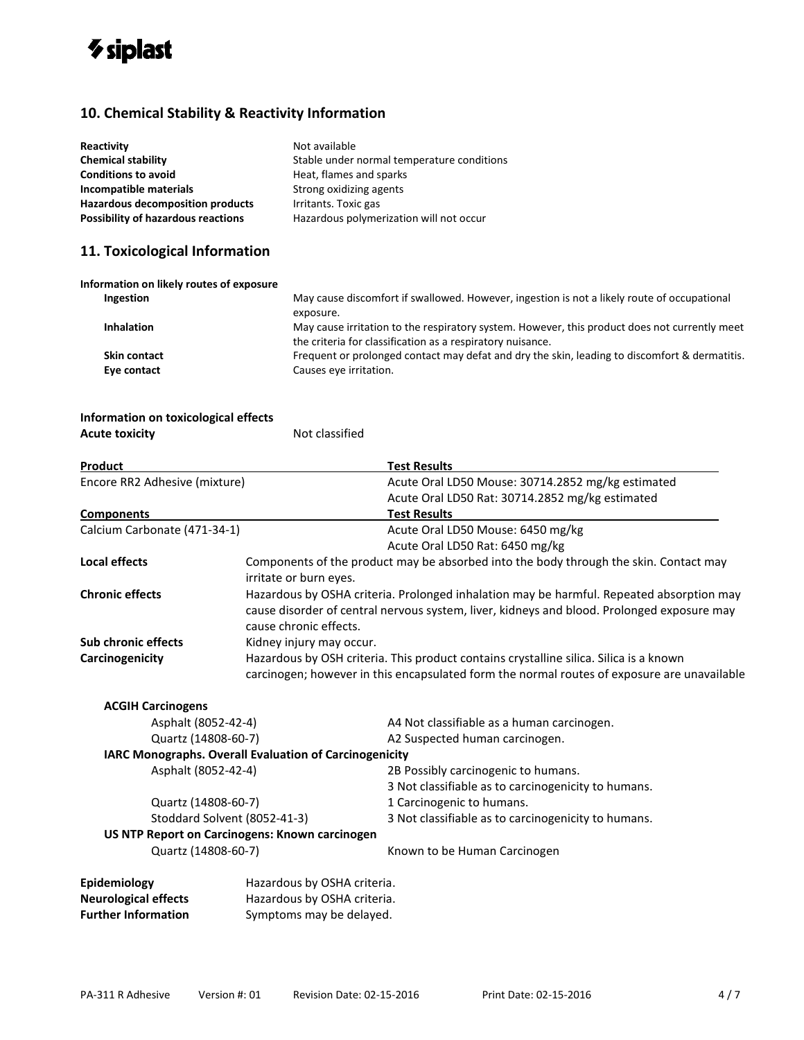## 10. Chemical Stability & Reactivity Information

| | |
|---|---|
| **Reactivity** | Not available |
| **Chemical stability** | Stable under normal temperature conditions |
| **Conditions to avoid** | Heat, flames and sparks |
| **Incompatible materials** | Strong oxidizing agents |
| **Hazardous decomposition products** | Irritants. Toxic gas |
| **Possibility of hazardous reactions** | Hazardous polymerization will not occur |

## 11. Toxicological Information

**Information on likely routes of exposure**

| | |
|---|---|
| **Ingestion** | May cause discomfort if swallowed. However, ingestion is not a likely route of occupational exposure. |
| **Inhalation** | May cause irritation to the respiratory system. However, this product does not currently meet the criteria for classification as a respiratory nuisance. |
| **Skin contact** | Frequent or prolonged contact may defat and dry the skin, leading to discomfort & dermatitis. |
| **Eye contact** | Causes eye irritation. |

**Information on toxicological effects**

**Acute toxicity** Not classified

| **Product** | **Test Results** |
|---|---|
| Encore RR2 Adhesive (mixture) | Acute Oral LD50 Mouse: 30714.2852 mg/kg estimated |
| | Acute Oral LD50 Rat: 30714.2852 mg/kg estimated |
| **Components** | **Test Results** |
| Calcium Carbonate (471-34-1) | Acute Oral LD50 Mouse: 6450 mg/kg |
| | Acute Oral LD50 Rat: 6450 mg/kg |

| | |
|---|---|
| **Local effects** | Components of the product may be absorbed into the body through the skin. Contact may irritate or burn eyes. |
| **Chronic effects** | Hazardous by OSHA criteria. Prolonged inhalation may be harmful. Repeated absorption may cause disorder of central nervous system, liver, kidneys and blood. Prolonged exposure may cause chronic effects. |
| **Sub chronic effects** | Kidney injury may occur. |
| **Carcinogenicity** | Hazardous by OSH criteria. This product contains crystalline silica. Silica is a known carcinogen; however in this encapsulated form the normal routes of exposure are unavailable |

**ACGIH Carcinogens**

| | |
|---|---|
| Asphalt (8052-42-4) | A4 Not classifiable as a human carcinogen. |
| Quartz (14808-60-7) | A2 Suspected human carcinogen. |

**IARC Monographs. Overall Evaluation of Carcinogenicity**

| | |
|---|---|
| Asphalt (8052-42-4) | 2B Possibly carcinogenic to humans. |
| | 3 Not classifiable as to carcinogenicity to humans. |
| Quartz (14808-60-7) | 1 Carcinogenic to humans. |
| Stoddard Solvent (8052-41-3) | 3 Not classifiable as to carcinogenicity to humans. |

**US NTP Report on Carcinogens: Known carcinogen**

| | |
|---|---|
| Quartz (14808-60-7) | Known to be Human Carcinogen |

| | |
|---|---|
| **Epidemiology** | Hazardous by OSHA criteria. |
| **Neurological effects** | Hazardous by OSHA criteria. |
| **Further Information** | Symptoms may be delayed. |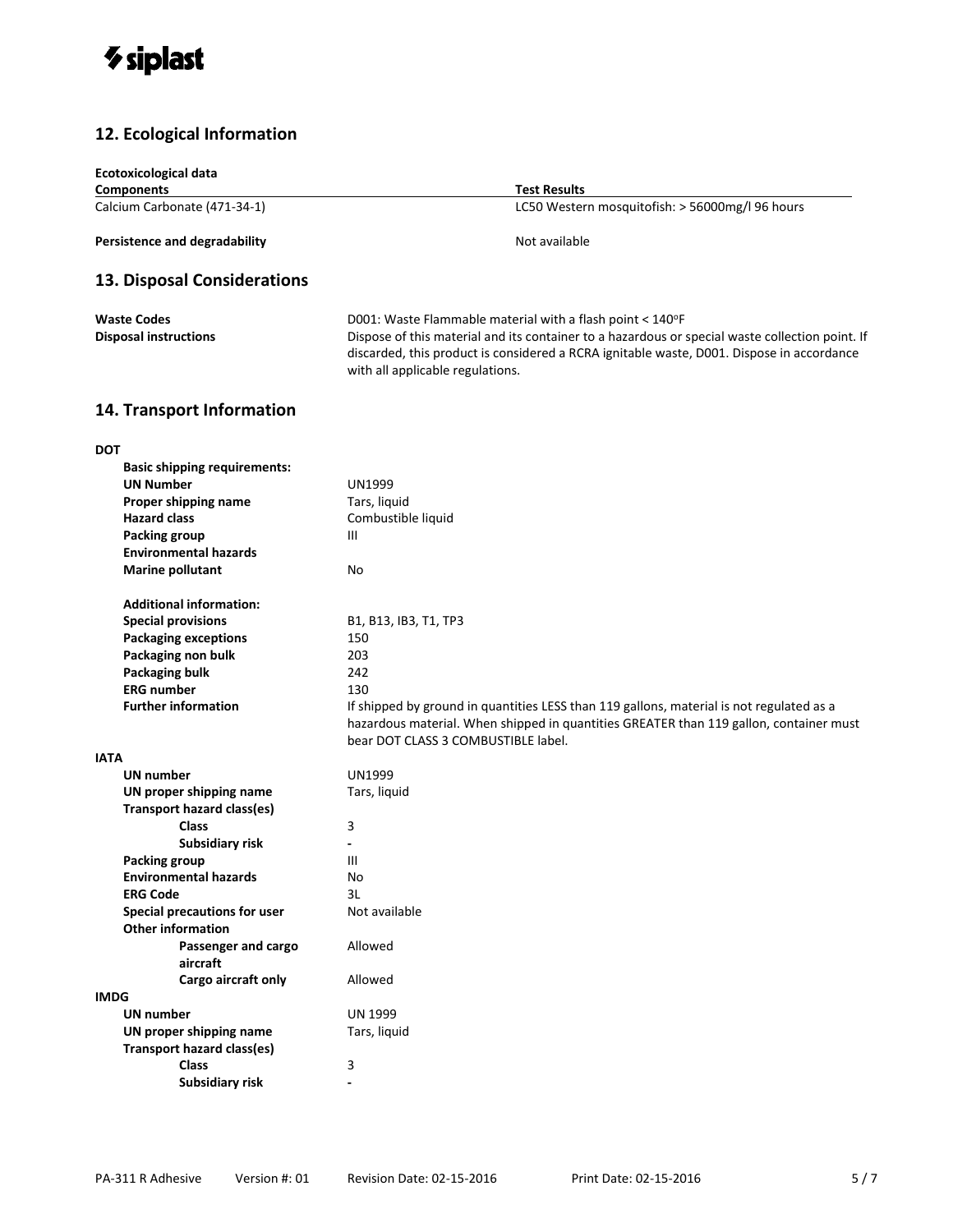## 12. Ecological Information

**Ecotoxicological data**

| Components | Test Results |
|---|---|
| Calcium Carbonate (471-34-1) | LC50 Western mosquitofish: > 56000mg/l 96 hours |

**Persistence and degradability** Not available

## 13. Disposal Considerations

**Waste Codes** D001: Waste Flammable material with a flash point < 140°F

**Disposal instructions** Dispose of this material and its container to a hazardous or special waste collection point. If discarded, this product is considered a RCRA ignitable waste, D001. Dispose in accordance with all applicable regulations.

## 14. Transport Information

**DOT**

**Basic shipping requirements:**

| | |
|---|---|
| **UN Number** | UN1999 |
| **Proper shipping name** | Tars, liquid |
| **Hazard class** | Combustible liquid |
| **Packing group** | III |
| **Environmental hazards** | |
| **Marine pollutant** | No |

**Additional information:**

| | |
|---|---|
| **Special provisions** | B1, B13, IB3, T1, TP3 |
| **Packaging exceptions** | 150 |
| **Packaging non bulk** | 203 |
| **Packaging bulk** | 242 |
| **ERG number** | 130 |
| **Further information** | If shipped by ground in quantities LESS than 119 gallons, material is not regulated as a hazardous material. When shipped in quantities GREATER than 119 gallon, container must bear DOT CLASS 3 COMBUSTIBLE label. |

**IATA**

| | |
|---|---|
| **UN number** | UN1999 |
| **UN proper shipping name** | Tars, liquid |
| **Transport hazard class(es)** | |
| **Class** | 3 |
| **Subsidiary risk** | - |
| **Packing group** | III |
| **Environmental hazards** | No |
| **ERG Code** | 3L |
| **Special precautions for user** | Not available |
| **Other information** | |
| **Passenger and cargo aircraft** | Allowed |
| **Cargo aircraft only** | Allowed |

**IMDG**

| | |
|---|---|
| **UN number** | UN 1999 |
| **UN proper shipping name** | Tars, liquid |
| **Transport hazard class(es)** | |
| **Class** | 3 |
| **Subsidiary risk** | - |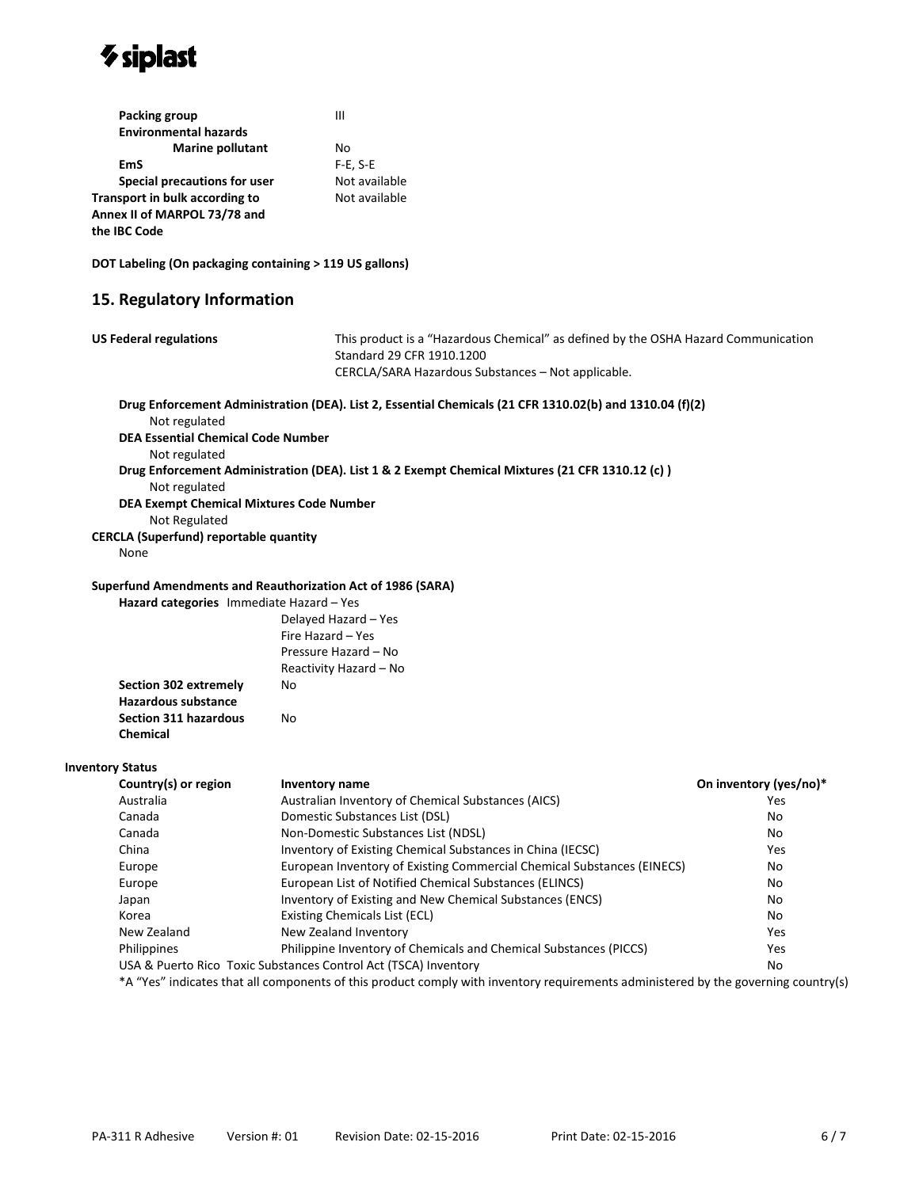**Packing group** III

**Environmental hazards**

**Marine pollutant** No

**EmS** F-E, S-E

**Special precautions for user** Not available

**Transport in bulk according to Annex II of MARPOL 73/78 and the IBC Code** Not available

**DOT Labeling (On packaging containing > 119 US gallons)**

## 15. Regulatory Information

**US Federal regulations** This product is a "Hazardous Chemical" as defined by the OSHA Hazard Communication Standard 29 CFR 1910.1200
CERCLA/SARA Hazardous Substances – Not applicable.

**Drug Enforcement Administration (DEA). List 2, Essential Chemicals (21 CFR 1310.02(b) and 1310.04 (f)(2)**
Not regulated

**DEA Essential Chemical Code Number**
Not regulated

**Drug Enforcement Administration (DEA). List 1 & 2 Exempt Chemical Mixtures (21 CFR 1310.12 (c) )**
Not regulated

**DEA Exempt Chemical Mixtures Code Number**
Not Regulated

**CERCLA (Superfund) reportable quantity**
None

**Superfund Amendments and Reauthorization Act of 1986 (SARA)**

**Hazard categories** Immediate Hazard – Yes
Delayed Hazard – Yes
Fire Hazard – Yes
Pressure Hazard – No
Reactivity Hazard – No

**Section 302 extremely Hazardous substance** No

**Section 311 hazardous Chemical** No

**Inventory Status**

| Country(s) or region | Inventory name | On inventory (yes/no)* |
|---|---|---|
| Australia | Australian Inventory of Chemical Substances (AICS) | Yes |
| Canada | Domestic Substances List (DSL) | No |
| Canada | Non-Domestic Substances List (NDSL) | No |
| China | Inventory of Existing Chemical Substances in China (IECSC) | Yes |
| Europe | European Inventory of Existing Commercial Chemical Substances (EINECS) | No |
| Europe | European List of Notified Chemical Substances (ELINCS) | No |
| Japan | Inventory of Existing and New Chemical Substances (ENCS) | No |
| Korea | Existing Chemicals List (ECL) | No |
| New Zealand | New Zealand Inventory | Yes |
| Philippines | Philippine Inventory of Chemicals and Chemical Substances (PICCS) | Yes |
| USA & Puerto Rico | Toxic Substances Control Act (TSCA) Inventory | No |

*A "Yes" indicates that all components of this product comply with inventory requirements administered by the governing country(s)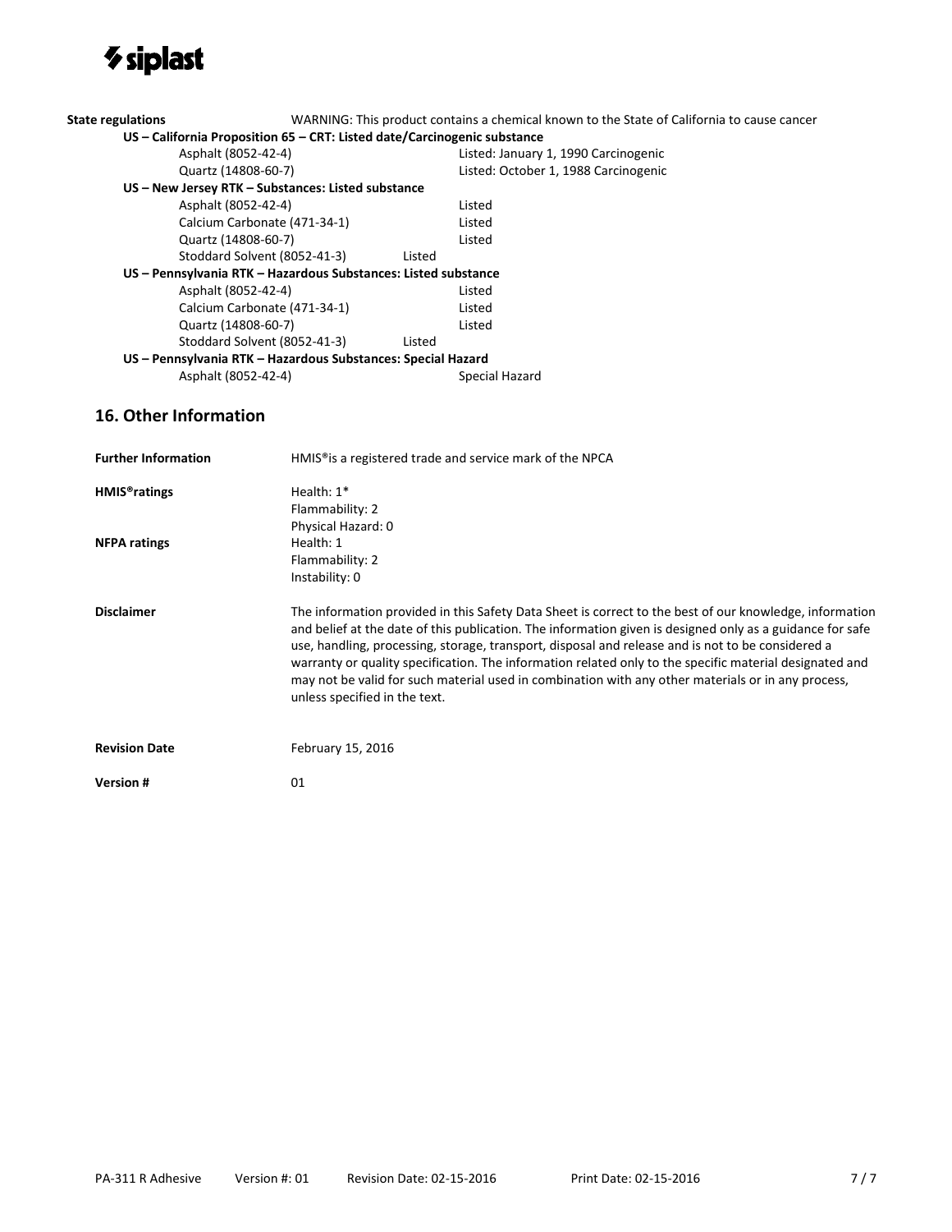**State regulations** WARNING: This product contains a chemical known to the State of California to cause cancer

**US – California Proposition 65 – CRT: Listed date/Carcinogenic substance**

| | |
|---|---|
| Asphalt (8052-42-4) | Listed: January 1, 1990 Carcinogenic |
| Quartz (14808-60-7) | Listed: October 1, 1988 Carcinogenic |

**US – New Jersey RTK – Substances: Listed substance**

| | |
|---|---|
| Asphalt (8052-42-4) | Listed |
| Calcium Carbonate (471-34-1) | Listed |
| Quartz (14808-60-7) | Listed |
| Stoddard Solvent (8052-41-3) | Listed |

**US – Pennsylvania RTK – Hazardous Substances: Listed substance**

| | |
|---|---|
| Asphalt (8052-42-4) | Listed |
| Calcium Carbonate (471-34-1) | Listed |
| Quartz (14808-60-7) | Listed |
| Stoddard Solvent (8052-41-3) | Listed |

**US – Pennsylvania RTK – Hazardous Substances: Special Hazard**

| | |
|---|---|
| Asphalt (8052-42-4) | Special Hazard |

## 16. Other Information

**Further Information** HMIS®is a registered trade and service mark of the NPCA

**HMIS®ratings**
Health: 1*
Flammability: 2
Physical Hazard: 0

**NFPA ratings**
Health: 1
Flammability: 2
Instability: 0

**Disclaimer** The information provided in this Safety Data Sheet is correct to the best of our knowledge, information and belief at the date of this publication. The information given is designed only as a guidance for safe use, handling, processing, storage, transport, disposal and release and is not to be considered a warranty or quality specification. The information related only to the specific material designated and may not be valid for such material used in combination with any other materials or in any process, unless specified in the text.

**Revision Date** February 15, 2016

**Version #** 01